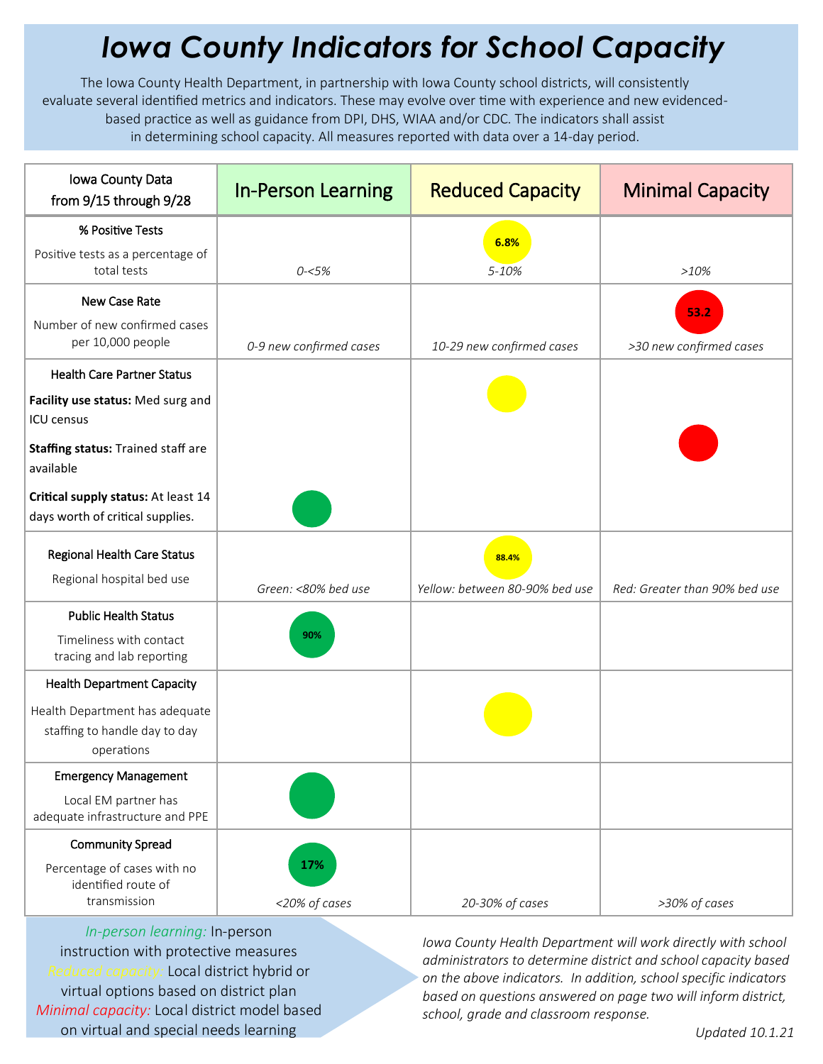# *Iowa County Indicators for School Capacity*

The Iowa County Health Department, in partnership with Iowa County school districts, will consistently evaluate several identified metrics and indicators. These may evolve over time with experience and new evidenced-based practice as well as guidance from DPI, DHS, WIAA and/or CDC. The indicators shall assist in determining school capacity. All measures reported with data over a 14-day period.

| Iowa County Data from 9/15 through 9/28 | In-Person Learning | Reduced Capacity | Minimal Capacity |
|---|---|---|---|
| **% Positive Tests**<br>Positive tests as a percentage of total tests | *0-<5%* | ● 6.8%<br>*5-10%* | *>10%* |
| **New Case Rate**<br>Number of new confirmed cases per 10,000 people | *0-9 new confirmed cases* | *10-29 new confirmed cases* | ● 53.2<br>*>30 new confirmed cases* |
| **Health Care Partner Status**<br>**Facility use status:** Med surg and ICU census<br>**Staffing status:** Trained staff are available<br>**Critical supply status:** At least 14 days worth of critical supplies. | ● (Critical supply status) | ● (Facility use status) | ● (Staffing status) |
| **Regional Health Care Status**<br>Regional hospital bed use | *Green: <80% bed use* | ● 88.4%<br>*Yellow: between 80-90% bed use* | *Red: Greater than 90% bed use* |
| **Public Health Status**<br>Timeliness with contact tracing and lab reporting | ● 90% | | |
| **Health Department Capacity**<br>Health Department has adequate staffing to handle day to day operations | | ● | |
| **Emergency Management**<br>Local EM partner has adequate infrastructure and PPE | ● | | |
| **Community Spread**<br>Percentage of cases with no identified route of transmission | ● 17%<br>*<20% of cases* | *20-30% of cases* | *>30% of cases* |

*In-person learning:* In-person instruction with protective measures
*Reduced capacity:* Local district hybrid or virtual options based on district plan
*Minimal capacity:* Local district model based on virtual and special needs learning

*Iowa County Health Department will work directly with school administrators to determine district and school capacity based on the above indicators. In addition, school specific indicators based on questions answered on page two will inform district, school, grade and classroom response.*

*Updated 10.1.21*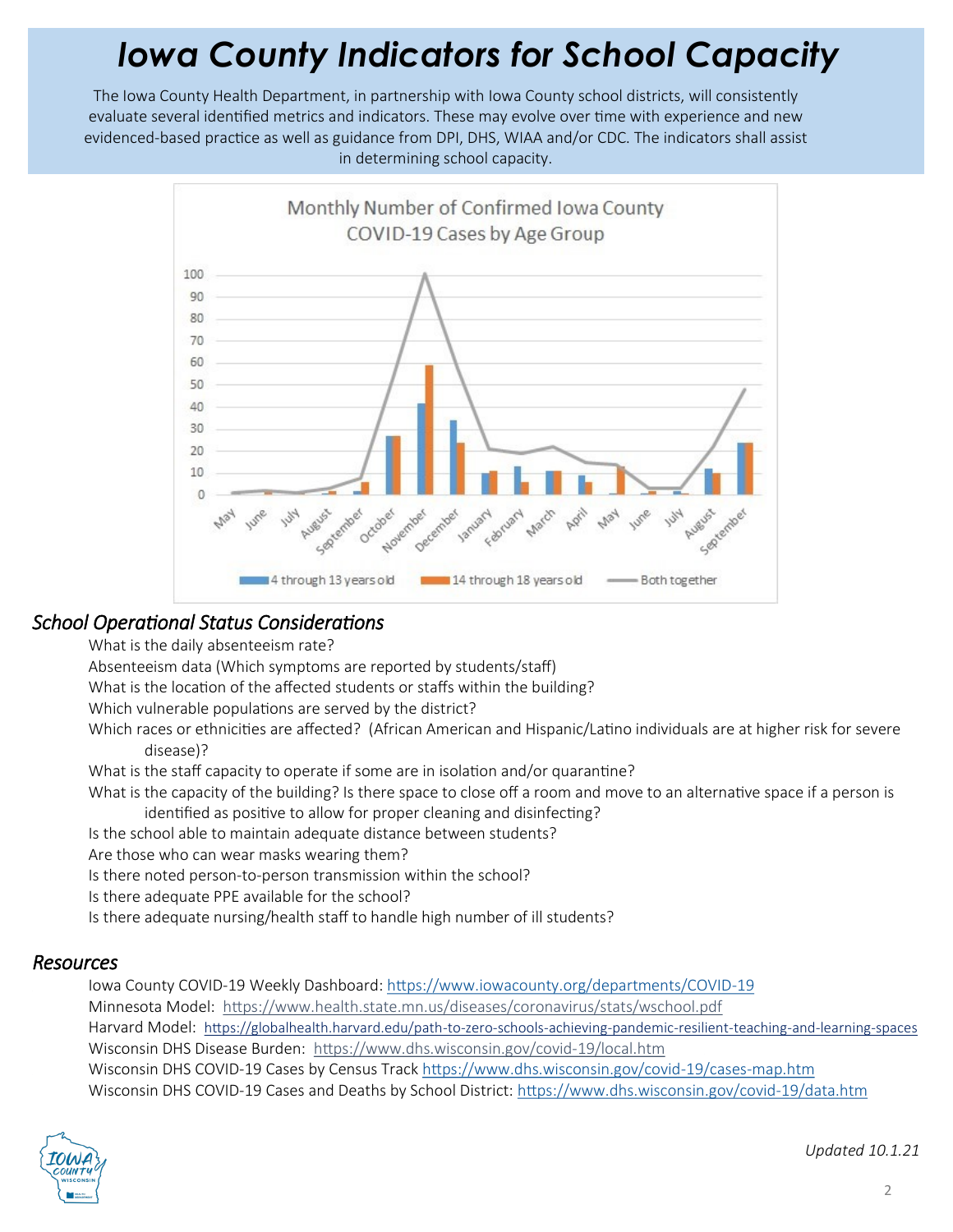# Iowa County Indicators for School Capacity

The Iowa County Health Department, in partnership with Iowa County school districts, will consistently evaluate several identified metrics and indicators. These may evolve over time with experience and new evidenced-based practice as well as guidance from DPI, DHS, WIAA and/or CDC. The indicators shall assist in determining school capacity.

Monthly Number of Confirmed Iowa County COVID-19 Cases by Age Group

100
90
80
70
60
50
40
30
20
10
0

May, June, July, August, September, October, November, December, January, February, March, April, May, June, July, August, September

4 through 13 years old
14 through 18 years old
Both together

## School Operational Status Considerations

What is the daily absenteeism rate?
Absenteeism data (Which symptoms are reported by students/staff)
What is the location of the affected students or staffs within the building?
Which vulnerable populations are served by the district?
Which races or ethnicities are affected? (African American and Hispanic/Latino individuals are at higher risk for severe disease)?
What is the staff capacity to operate if some are in isolation and/or quarantine?
What is the capacity of the building? Is there space to close off a room and move to an alternative space if a person is identified as positive to allow for proper cleaning and disinfecting?
Is the school able to maintain adequate distance between students?
Are those who can wear masks wearing them?
Is there noted person-to-person transmission within the school?
Is there adequate PPE available for the school?
Is there adequate nursing/health staff to handle high number of ill students?

## Resources

Iowa County COVID-19 Weekly Dashboard: https://www.iowacounty.org/departments/COVID-19
Minnesota Model: https://www.health.state.mn.us/diseases/coronavirus/stats/wschool.pdf
Harvard Model: https://globalhealth.harvard.edu/path-to-zero-schools-achieving-pandemic-resilient-teaching-and-learning-spaces
Wisconsin DHS Disease Burden: https://www.dhs.wisconsin.gov/covid-19/local.htm
Wisconsin DHS COVID-19 Cases by Census Track https://www.dhs.wisconsin.gov/covid-19/cases-map.htm
Wisconsin DHS COVID-19 Cases and Deaths by School District: https://www.dhs.wisconsin.gov/covid-19/data.htm

*Updated 10.1.21*